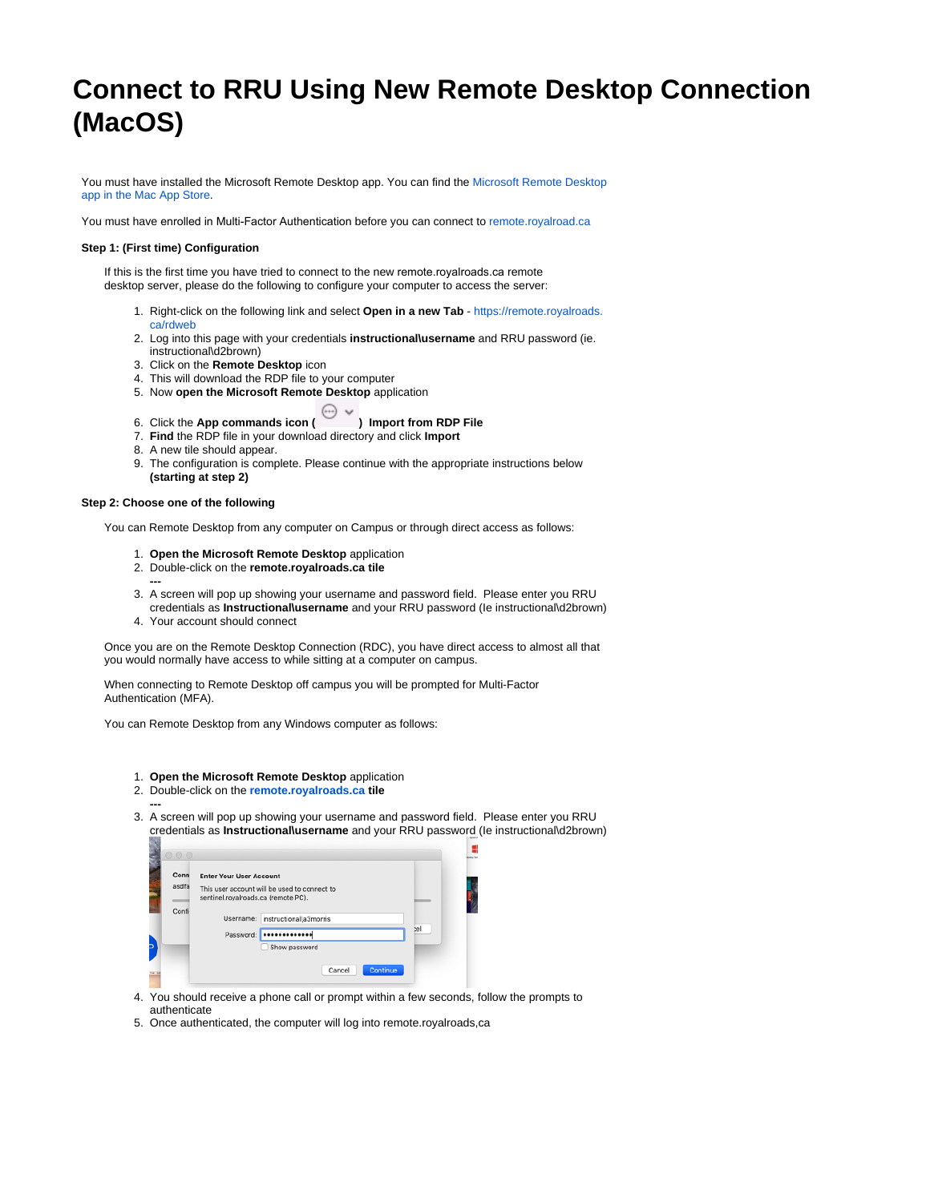# Connect to RRU Using New Remote Desktop Connection (MacOS)

You must have installed the Microsoft Remote Desktop app. You can find the Microsoft Remote Desktop app in the Mac App Store.

You must have enrolled in Multi-Factor Authentication before you can connect to remote.royalroad.ca

**Step 1: (First time) Configuration**

If this is the first time you have tried to connect to the new remote.royalroads.ca remote desktop server, please do the following to configure your computer to access the server:

1. Right-click on the following link and select **Open in a new Tab** - https://remote.royalroads.ca/rdweb
2. Log into this page with your credentials **instructional\username** and RRU password (ie. instructional\d2brown)
3. Click on the **Remote Desktop** icon
4. This will download the RDP file to your computer
5. Now **open the Microsoft Remote Desktop** application
6. Click the **App commands icon ( ) Import from RDP File**
7. **Find** the RDP file in your download directory and click **Import**
8. A new tile should appear.
9. The configuration is complete. Please continue with the appropriate instructions below **(starting at step 2)**

**Step 2: Choose one of the following**

You can Remote Desktop from any computer on Campus or through direct access as follows:

1. **Open the Microsoft Remote Desktop** application
2. Double-click on the **remote.royalroads.ca tile**
   **---**
3. A screen will pop up showing your username and password field. Please enter you RRU credentials as **Instructional\username** and your RRU password (Ie instructional\d2brown)
4. Your account should connect

Once you are on the Remote Desktop Connection (RDC), you have direct access to almost all that you would normally have access to while sitting at a computer on campus.

When connecting to Remote Desktop off campus you will be prompted for Multi-Factor Authentication (MFA).

You can Remote Desktop from any Windows computer as follows:

1. **Open the Microsoft Remote Desktop** application
2. Double-click on the **remote.royalroads.ca tile**
   **---**
3. A screen will pop up showing your username and password field. Please enter you RRU credentials as **Instructional\username** and your RRU password (Ie instructional\d2brown)
4. You should receive a phone call or prompt within a few seconds, follow the prompts to authenticate
5. Once authenticated, the computer will log into remote.royalroads,ca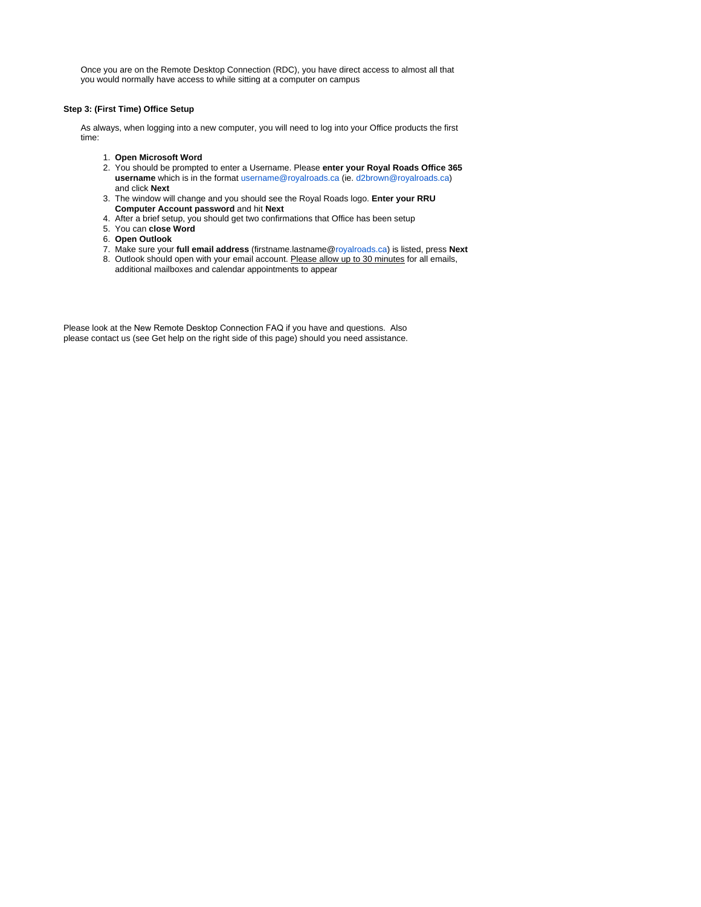Once you are on the Remote Desktop Connection (RDC), you have direct access to almost all that you would normally have access to while sitting at a computer on campus

**Step 3: (First Time) Office Setup**

As always, when logging into a new computer, you will need to log into your Office products the first time:

1. **Open Microsoft Word**
2. You should be prompted to enter a Username. Please **enter your Royal Roads Office 365 username** which is in the format username@royalroads.ca (ie. d2brown@royalroads.ca) and click **Next**
3. The window will change and you should see the Royal Roads logo. **Enter your RRU Computer Account password** and hit **Next**
4. After a brief setup, you should get two confirmations that Office has been setup
5. You can **close Word**
6. **Open Outlook**
7. Make sure your **full email address** (firstname.lastname@royalroads.ca) is listed, press **Next**
8. Outlook should open with your email account. Please allow up to 30 minutes for all emails, additional mailboxes and calendar appointments to appear

Please look at the New Remote Desktop Connection FAQ if you have and questions. Also please contact us (see Get help on the right side of this page) should you need assistance.